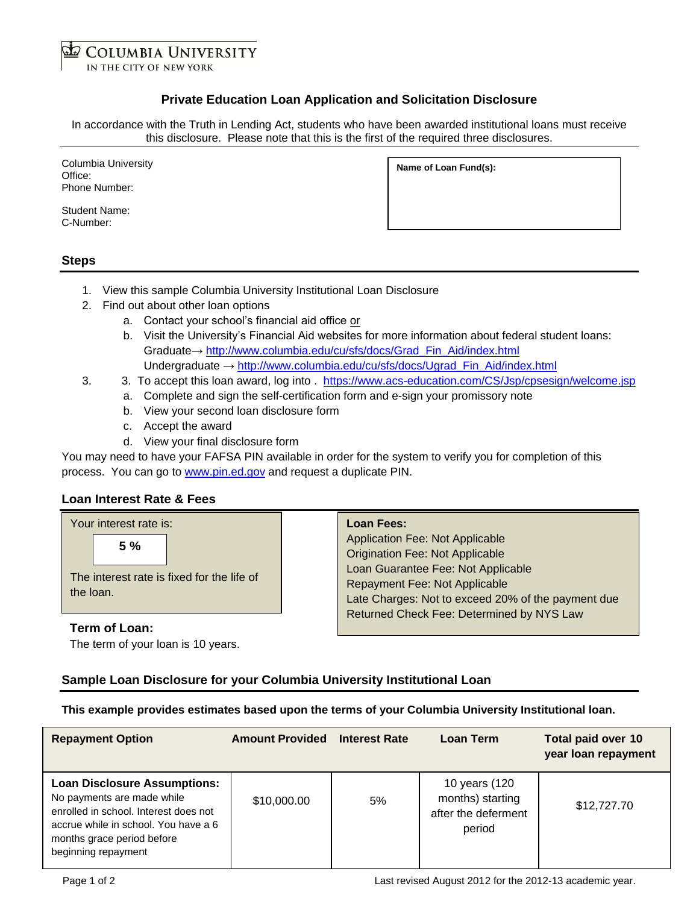COLUMBIA UNIVERSITY
IN THE CITY OF NEW YORK

# Private Education Loan Application and Solicitation Disclosure

In accordance with the Truth in Lending Act, students who have been awarded institutional loans must receive this disclosure. Please note that this is the first of the required three disclosures.

Columbia University
Office:
Phone Number:

Student Name:
C-Number:

**Name of Loan Fund(s):**

## Steps

1. View this sample Columbia University Institutional Loan Disclosure
2. Find out about other loan options
   a. Contact your school's financial aid office or
   b. Visit the University's Financial Aid websites for more information about federal student loans:
      Graduate→ http://www.columbia.edu/cu/sfs/docs/Grad_Fin_Aid/index.html
      Undergraduate → http://www.columbia.edu/cu/sfs/docs/Ugrad_Fin_Aid/index.html
3. 3. To accept this loan award, log into . https://www.acs-education.com/CS/Jsp/cpsesign/welcome.jsp
   a. Complete and sign the self-certification form and e-sign your promissory note
   b. View your second loan disclosure form
   c. Accept the award
   d. View your final disclosure form

You may need to have your FAFSA PIN available in order for the system to verify you for completion of this process. You can go to www.pin.ed.gov and request a duplicate PIN.

## Loan Interest Rate & Fees

Your interest rate is:

**5 %**

The interest rate is fixed for the life of the loan.

**Term of Loan:**
The term of your loan is 10 years.

**Loan Fees:**
Application Fee: Not Applicable
Origination Fee: Not Applicable
Loan Guarantee Fee: Not Applicable
Repayment Fee: Not Applicable
Late Charges: Not to exceed 20% of the payment due
Returned Check Fee: Determined by NYS Law

## Sample Loan Disclosure for your Columbia University Institutional Loan

**This example provides estimates based upon the terms of your Columbia University Institutional loan.**

| Repayment Option | Amount Provided | Interest Rate | Loan Term | Total paid over 10 year loan repayment |
|---|---|---|---|---|
| **Loan Disclosure Assumptions:** No payments are made while enrolled in school. Interest does not accrue while in school. You have a 6 months grace period before beginning repayment | $10,000.00 | 5% | 10 years (120 months) starting after the deferment period | $12,727.70 |

Last revised August 2012 for the 2012-13 academic year.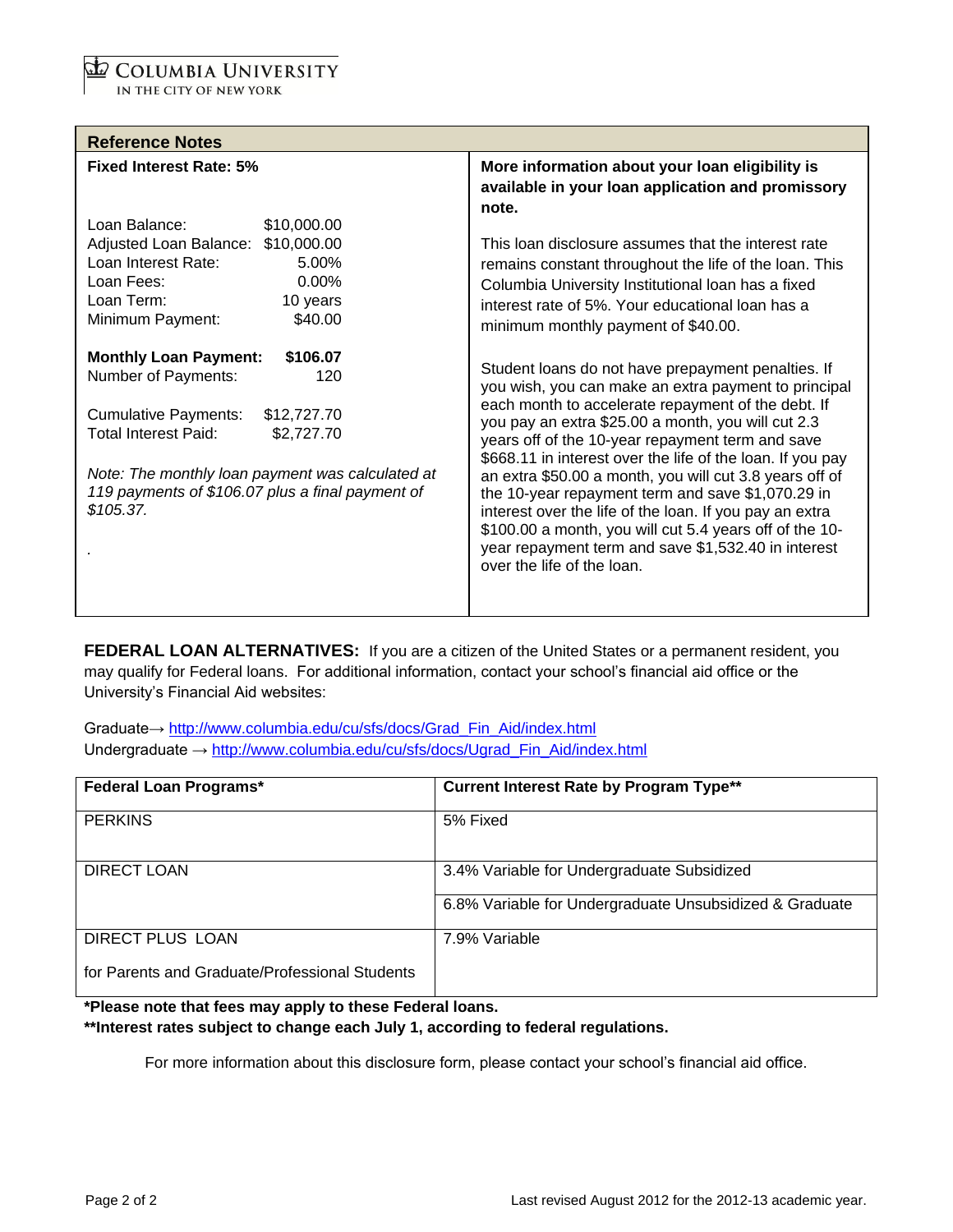Columbia University
IN THE CITY OF NEW YORK

## Reference Notes

**Fixed Interest Rate: 5%**

| | |
|---|---|
| Loan Balance: | $10,000.00 |
| Adjusted Loan Balance: | $10,000.00 |
| Loan Interest Rate: | 5.00% |
| Loan Fees: | 0.00% |
| Loan Term: | 10 years |
| Minimum Payment: | $40.00 |
| **Monthly Loan Payment:** | **$106.07** |
| Number of Payments: | 120 |
| Cumulative Payments: | $12,727.70 |
| Total Interest Paid: | $2,727.70 |

*Note: The monthly loan payment was calculated at 119 payments of $106.07 plus a final payment of $105.37.*

.

**More information about your loan eligibility is available in your loan application and promissory note.**

This loan disclosure assumes that the interest rate remains constant throughout the life of the loan. This Columbia University Institutional loan has a fixed interest rate of 5%. Your educational loan has a minimum monthly payment of $40.00.

Student loans do not have prepayment penalties. If you wish, you can make an extra payment to principal each month to accelerate repayment of the debt. If you pay an extra $25.00 a month, you will cut 2.3 years off of the 10-year repayment term and save $668.11 in interest over the life of the loan. If you pay an extra $50.00 a month, you will cut 3.8 years off of the 10-year repayment term and save $1,070.29 in interest over the life of the loan. If you pay an extra $100.00 a month, you will cut 5.4 years off of the 10-year repayment term and save $1,532.40 in interest over the life of the loan.

**FEDERAL LOAN ALTERNATIVES:** If you are a citizen of the United States or a permanent resident, you may qualify for Federal loans. For additional information, contact your school's financial aid office or the University's Financial Aid websites:

Graduate→ http://www.columbia.edu/cu/sfs/docs/Grad_Fin_Aid/index.html
Undergraduate → http://www.columbia.edu/cu/sfs/docs/Ugrad_Fin_Aid/index.html

| Federal Loan Programs* | Current Interest Rate by Program Type** |
|---|---|
| PERKINS | 5% Fixed |
| DIRECT LOAN | 3.4% Variable for Undergraduate Subsidized |
| | 6.8% Variable for Undergraduate Unsubsidized & Graduate |
| DIRECT PLUS LOAN for Parents and Graduate/Professional Students | 7.9% Variable |

**\*Please note that fees may apply to these Federal loans.**
**\*\*Interest rates subject to change each July 1, according to federal regulations.**

For more information about this disclosure form, please contact your school's financial aid office.

Last revised August 2012 for the 2012-13 academic year.